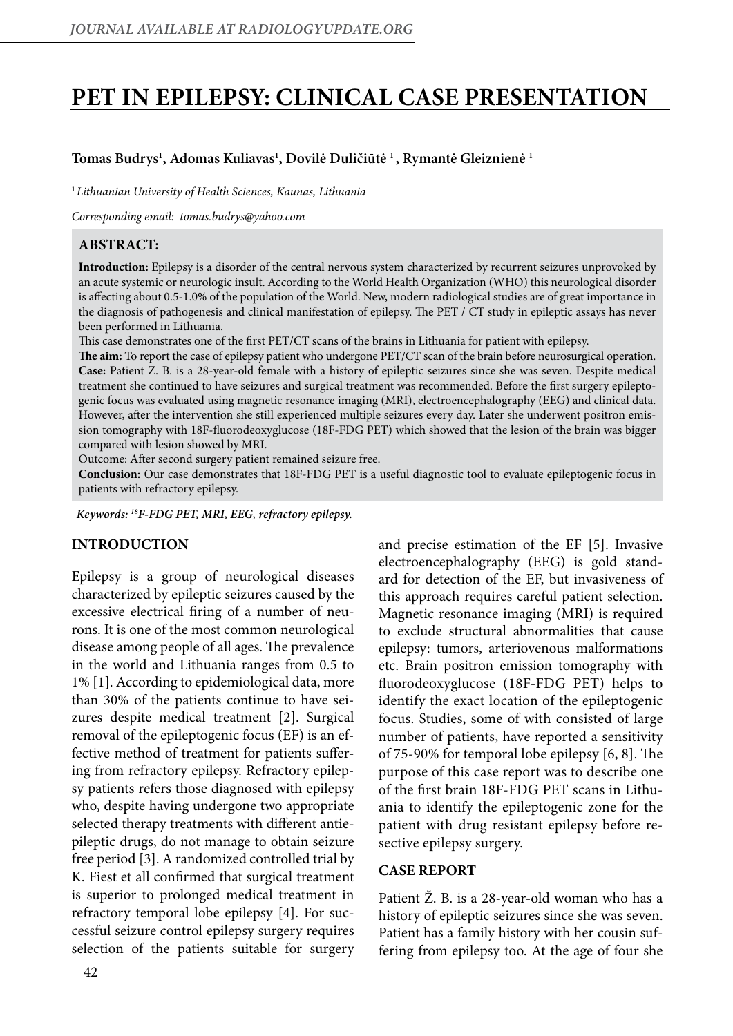# PET IN EPILEPSY: CLINICAL CASE PRESENTATION

**Tomas Budrys[1], Adomas Kuliavas[1], Dovilė Duličiūtė [1], Rymantė Gleizniené [1]**

[1] *Lithuanian University of Health Sciences, Kaunas, Lithuania*

*Corresponding email: tomas.budrys@yahoo.com*

## ABSTRACT:

**Introduction:** Epilepsy is a disorder of the central nervous system characterized by recurrent seizures unprovoked by an acute systemic or neurologic insult. According to the World Health Organization (WHO) this neurological disorder is affecting about 0.5-1.0% of the population of the World. New, modern radiological studies are of great importance in the diagnosis of pathogenesis and clinical manifestation of epilepsy. The PET / CT study in epileptic assays has never been performed in Lithuania.

This case demonstrates one of the first PET/CT scans of the brains in Lithuania for patient with epilepsy.

**The aim:** To report the case of epilepsy patient who undergone PET/CT scan of the brain before neurosurgical operation.

**Case:** Patient Z. B. is a 28-year-old female with a history of epileptic seizures since she was seven. Despite medical treatment she continued to have seizures and surgical treatment was recommended. Before the first surgery epileptogenic focus was evaluated using magnetic resonance imaging (MRI), electroencephalography (EEG) and clinical data. However, after the intervention she still experienced multiple seizures every day. Later she underwent positron emission tomography with 18F-fluorodeoxyglucose (18F-FDG PET) which showed that the lesion of the brain was bigger compared with lesion showed by MRI.

Outcome: After second surgery patient remained seizure free.

**Conclusion:** Our case demonstrates that 18F-FDG PET is a useful diagnostic tool to evaluate epileptogenic focus in patients with refractory epilepsy.

*Keywords: $^{18}$F-FDG PET, MRI, EEG, refractory epilepsy.*

## INTRODUCTION

Epilepsy is a group of neurological diseases characterized by epileptic seizures caused by the excessive electrical firing of a number of neurons. It is one of the most common neurological disease among people of all ages. The prevalence in the world and Lithuania ranges from 0.5 to 1% [1]. According to epidemiological data, more than 30% of the patients continue to have seizures despite medical treatment [2]. Surgical removal of the epileptogenic focus (EF) is an effective method of treatment for patients suffering from refractory epilepsy. Refractory epilepsy patients refers those diagnosed with epilepsy who, despite having undergone two appropriate selected therapy treatments with different antiepileptic drugs, do not manage to obtain seizure free period [3]. A randomized controlled trial by K. Fiest et all confirmed that surgical treatment is superior to prolonged medical treatment in refractory temporal lobe epilepsy [4]. For successful seizure control epilepsy surgery requires selection of the patients suitable for surgery and precise estimation of the EF [5]. Invasive electroencephalography (EEG) is gold standard for detection of the EF, but invasiveness of this approach requires careful patient selection. Magnetic resonance imaging (MRI) is required to exclude structural abnormalities that cause epilepsy: tumors, arteriovenous malformations etc. Brain positron emission tomography with fluorodeoxyglucose (18F-FDG PET) helps to identify the exact location of the epileptogenic focus. Studies, some of with consisted of large number of patients, have reported a sensitivity of 75-90% for temporal lobe epilepsy [6, 8]. The purpose of this case report was to describe one of the first brain 18F-FDG PET scans in Lithuania to identify the epileptogenic zone for the patient with drug resistant epilepsy before resective epilepsy surgery.

## CASE REPORT

Patient Ž. B. is a 28-year-old woman who has a history of epileptic seizures since she was seven. Patient has a family history with her cousin suffering from epilepsy too. At the age of four she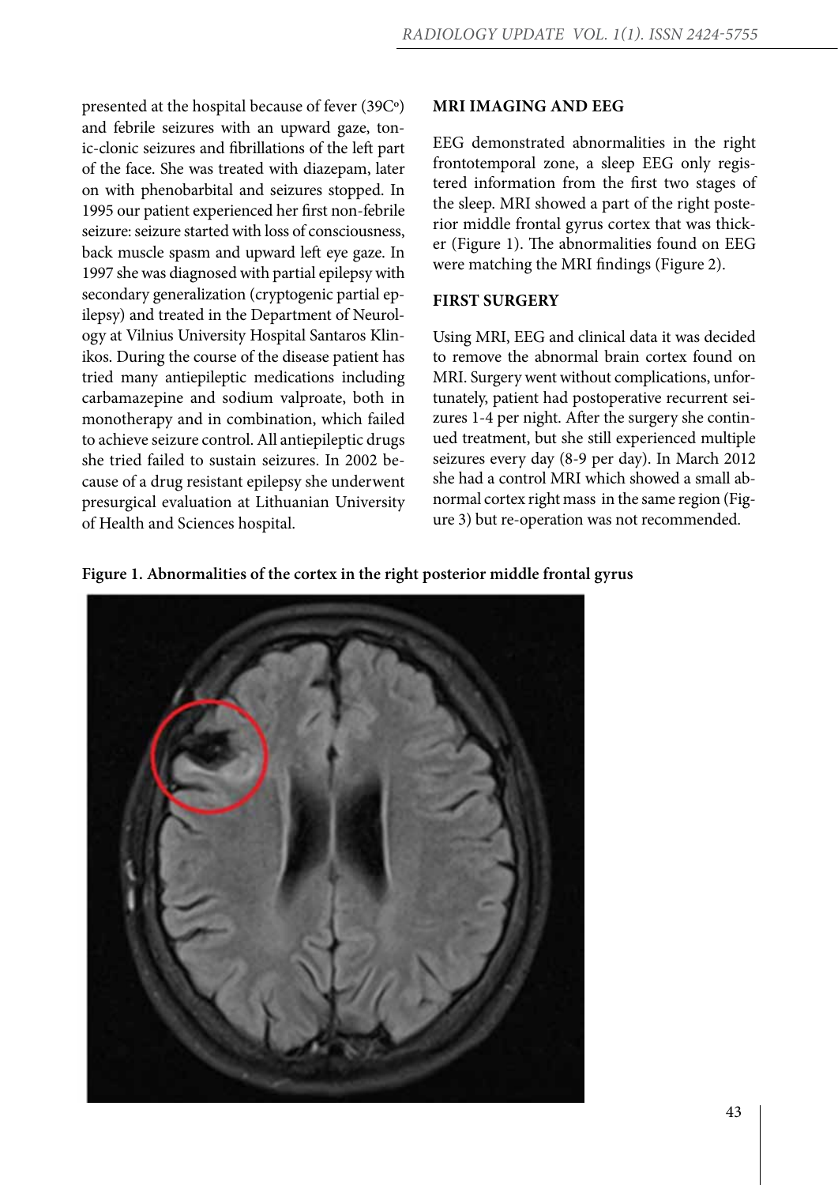presented at the hospital because of fever (39C°) and febrile seizures with an upward gaze, tonic-clonic seizures and fibrillations of the left part of the face. She was treated with diazepam, later on with phenobarbital and seizures stopped. In 1995 our patient experienced her first non-febrile seizure: seizure started with loss of consciousness, back muscle spasm and upward left eye gaze. In 1997 she was diagnosed with partial epilepsy with secondary generalization (cryptogenic partial epilepsy) and treated in the Department of Neurology at Vilnius University Hospital Santaros Klinikos. During the course of the disease patient has tried many antiepileptic medications including carbamazepine and sodium valproate, both in monotherapy and in combination, which failed to achieve seizure control. All antiepileptic drugs she tried failed to sustain seizures. In 2002 because of a drug resistant epilepsy she underwent presurgical evaluation at Lithuanian University of Health and Sciences hospital.

## MRI IMAGING AND EEG

EEG demonstrated abnormalities in the right frontotemporal zone, a sleep EEG only registered information from the first two stages of the sleep. MRI showed a part of the right posterior middle frontal gyrus cortex that was thicker (Figure 1). The abnormalities found on EEG were matching the MRI findings (Figure 2).

## FIRST SURGERY

Using MRI, EEG and clinical data it was decided to remove the abnormal brain cortex found on MRI. Surgery went without complications, unfortunately, patient had postoperative recurrent seizures 1-4 per night. After the surgery she continued treatment, but she still experienced multiple seizures every day (8-9 per day). In March 2012 she had a control MRI which showed a small abnormal cortex right mass in the same region (Figure 3) but re-operation was not recommended.

**Figure 1. Abnormalities of the cortex in the right posterior middle frontal gyrus**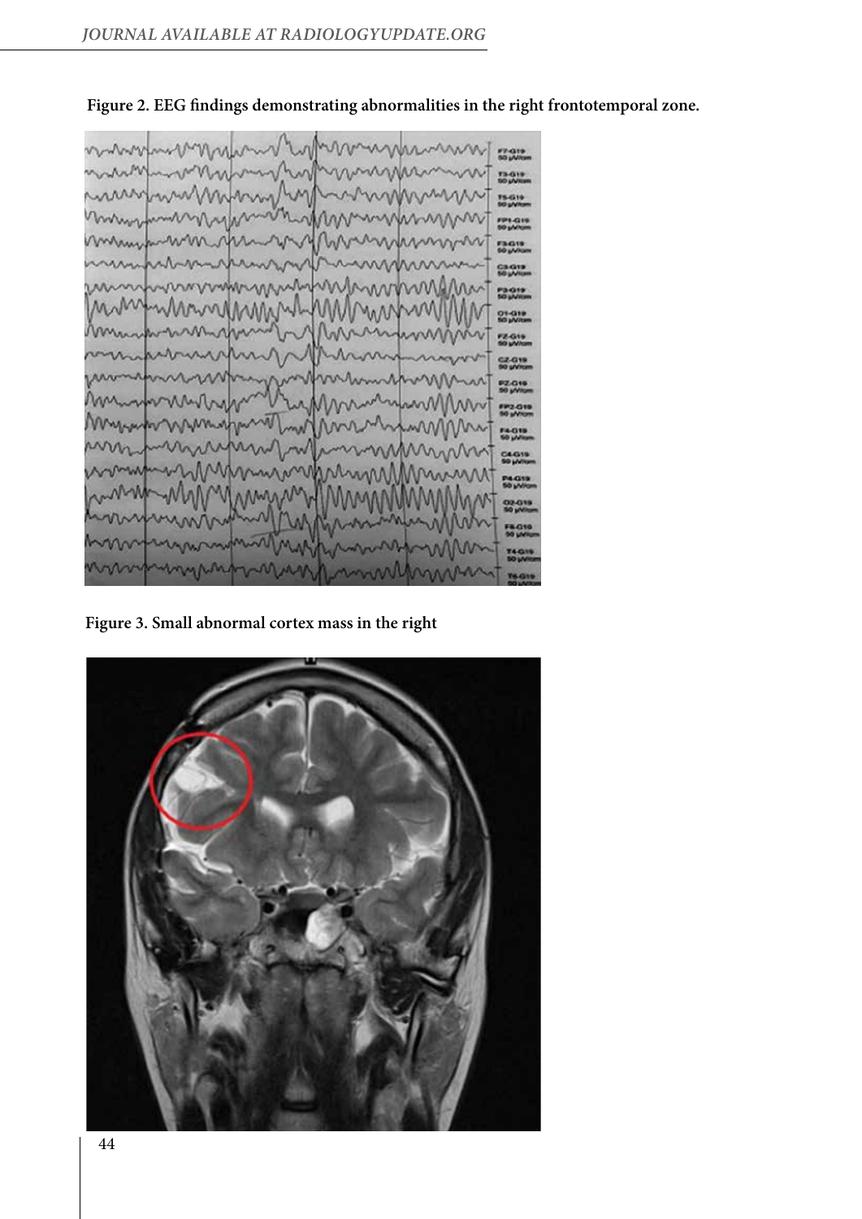**Figure 2. EEG findings demonstrating abnormalities in the right frontotemporal zone.**

**Figure 3. Small abnormal cortex mass in the right**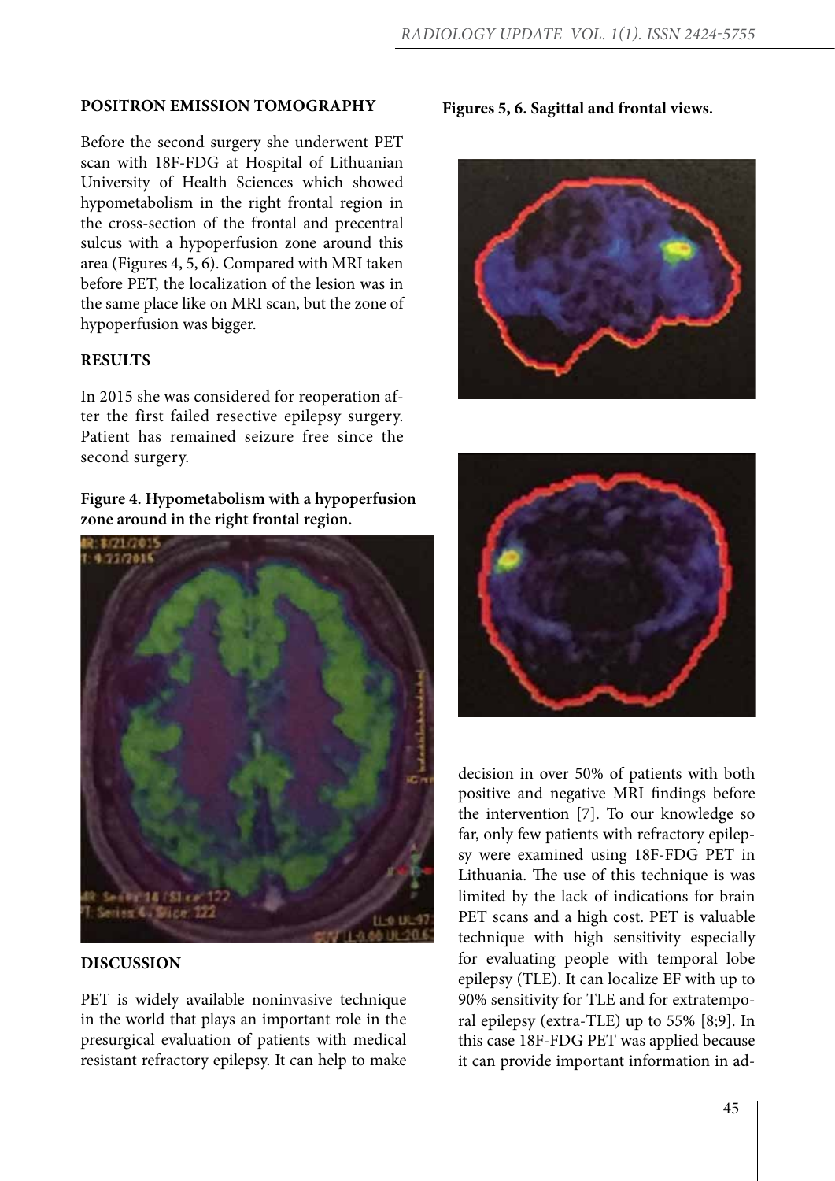## POSITRON EMISSION TOMOGRAPHY

Before the second surgery she underwent PET scan with 18F-FDG at Hospital of Lithuanian University of Health Sciences which showed hypometabolism in the right frontal region in the cross-section of the frontal and precentral sulcus with a hypoperfusion zone around this area (Figures 4, 5, 6). Compared with MRI taken before PET, the localization of the lesion was in the same place like on MRI scan, but the zone of hypoperfusion was bigger.

## RESULTS

In 2015 she was considered for reoperation after the first failed resective epilepsy surgery. Patient has remained seizure free since the second surgery.

**Figure 4. Hypometabolism with a hypoperfusion zone around in the right frontal region.**

**Figures 5, 6. Sagittal and frontal views.**

## DISCUSSION

PET is widely available noninvasive technique in the world that plays an important role in the presurgical evaluation of patients with medical resistant refractory epilepsy. It can help to make decision in over 50% of patients with both positive and negative MRI findings before the intervention [7]. To our knowledge so far, only few patients with refractory epilepsy were examined using 18F-FDG PET in Lithuania. The use of this technique is was limited by the lack of indications for brain PET scans and a high cost. PET is valuable technique with high sensitivity especially for evaluating people with temporal lobe epilepsy (TLE). It can localize EF with up to 90% sensitivity for TLE and for extratemporal epilepsy (extra-TLE) up to 55% [8;9]. In this case 18F-FDG PET was applied because it can provide important information in ad-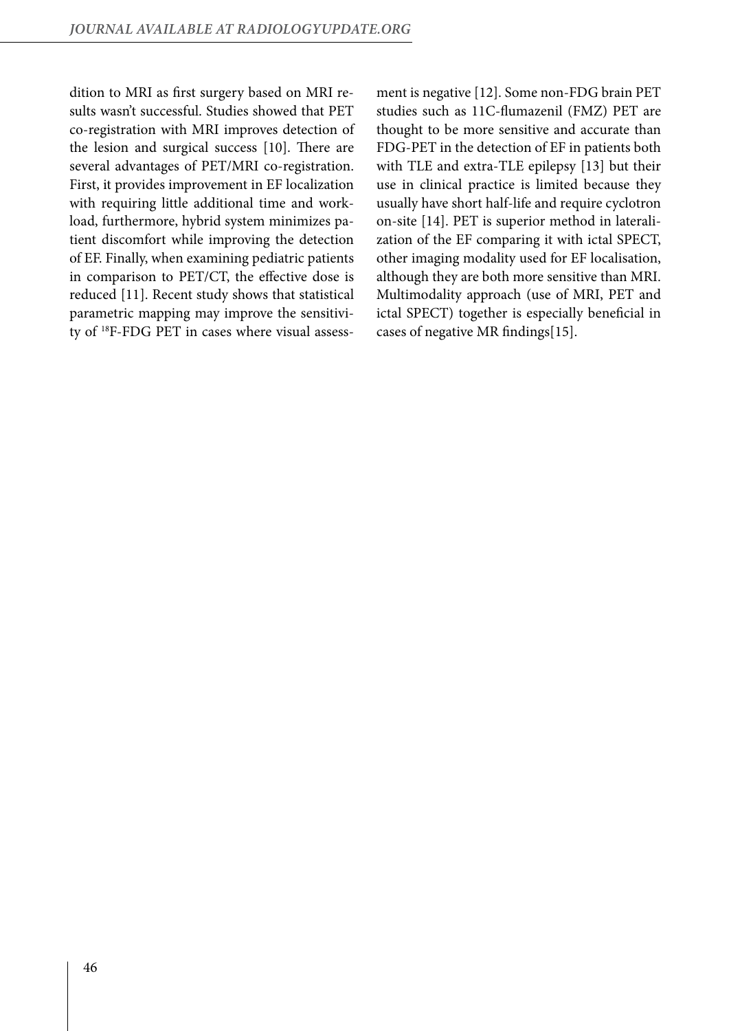dition to MRI as first surgery based on MRI results wasn't successful. Studies showed that PET co-registration with MRI improves detection of the lesion and surgical success [10]. There are several advantages of PET/MRI co-registration. First, it provides improvement in EF localization with requiring little additional time and workload, furthermore, hybrid system minimizes patient discomfort while improving the detection of EF. Finally, when examining pediatric patients in comparison to PET/CT, the effective dose is reduced [11]. Recent study shows that statistical parametric mapping may improve the sensitivity of $^{18}$F-FDG PET in cases where visual assessment is negative [12]. Some non-FDG brain PET studies such as 11C-flumazenil (FMZ) PET are thought to be more sensitive and accurate than FDG-PET in the detection of EF in patients both with TLE and extra-TLE epilepsy [13] but their use in clinical practice is limited because they usually have short half-life and require cyclotron on-site [14]. PET is superior method in lateralization of the EF comparing it with ictal SPECT, other imaging modality used for EF localisation, although they are both more sensitive than MRI. Multimodality approach (use of MRI, PET and ictal SPECT) together is especially beneficial in cases of negative MR findings[15].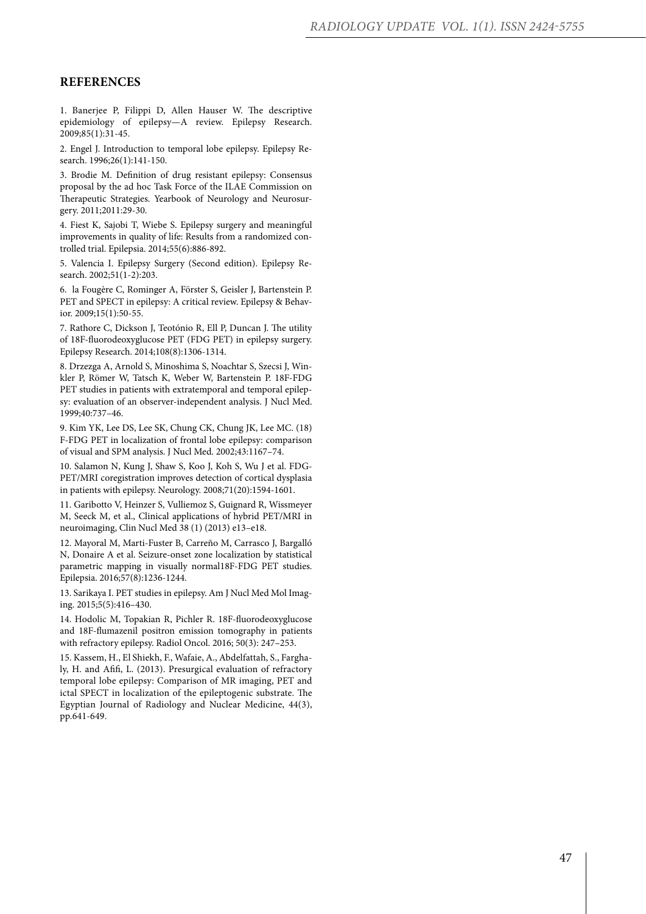## REFERENCES

1. Banerjee P, Filippi D, Allen Hauser W. The descriptive epidemiology of epilepsy—A review. Epilepsy Research. 2009;85(1):31-45.

2. Engel J. Introduction to temporal lobe epilepsy. Epilepsy Research. 1996;26(1):141-150.

3. Brodie M. Definition of drug resistant epilepsy: Consensus proposal by the ad hoc Task Force of the ILAE Commission on Therapeutic Strategies. Yearbook of Neurology and Neurosurgery. 2011;2011:29-30.

4. Fiest K, Sajobi T, Wiebe S. Epilepsy surgery and meaningful improvements in quality of life: Results from a randomized controlled trial. Epilepsia. 2014;55(6):886-892.

5. Valencia I. Epilepsy Surgery (Second edition). Epilepsy Research. 2002;51(1-2):203.

6. la Fougère C, Rominger A, Förster S, Geisler J, Bartenstein P. PET and SPECT in epilepsy: A critical review. Epilepsy & Behavior. 2009;15(1):50-55.

7. Rathore C, Dickson J, Teotónio R, Ell P, Duncan J. The utility of 18F-fluorodeoxyglucose PET (FDG PET) in epilepsy surgery. Epilepsy Research. 2014;108(8):1306-1314.

8. Drzezga A, Arnold S, Minoshima S, Noachtar S, Szecsi J, Winkler P, Römer W, Tatsch K, Weber W, Bartenstein P. 18F-FDG PET studies in patients with extratemporal and temporal epilepsy: evaluation of an observer-independent analysis. J Nucl Med. 1999;40:737–46.

9. Kim YK, Lee DS, Lee SK, Chung CK, Chung JK, Lee MC. (18) F-FDG PET in localization of frontal lobe epilepsy: comparison of visual and SPM analysis. J Nucl Med. 2002;43:1167–74.

10. Salamon N, Kung J, Shaw S, Koo J, Koh S, Wu J et al. FDG-PET/MRI coregistration improves detection of cortical dysplasia in patients with epilepsy. Neurology. 2008;71(20):1594-1601.

11. Garibotto V, Heinzer S, Vulliemoz S, Guignard R, Wissmeyer M, Seeck M, et al., Clinical applications of hybrid PET/MRI in neuroimaging, Clin Nucl Med 38 (1) (2013) e13–e18.

12. Mayoral M, Marti-Fuster B, Carreño M, Carrasco J, Bargalló N, Donaire A et al. Seizure-onset zone localization by statistical parametric mapping in visually normal18F-FDG PET studies. Epilepsia. 2016;57(8):1236-1244.

13. Sarikaya I. PET studies in epilepsy. Am J Nucl Med Mol Imaging. 2015;5(5):416–430.

14. Hodolic M, Topakian R, Pichler R. 18F-fluorodeoxyglucose and 18F-flumazenil positron emission tomography in patients with refractory epilepsy. Radiol Oncol. 2016; 50(3): 247–253.

15. Kassem, H., El Shiekh, F., Wafaie, A., Abdelfattah, S., Farghaly, H. and Afifi, L. (2013). Presurgical evaluation of refractory temporal lobe epilepsy: Comparison of MR imaging, PET and ictal SPECT in localization of the epileptogenic substrate. The Egyptian Journal of Radiology and Nuclear Medicine, 44(3), pp.641-649.